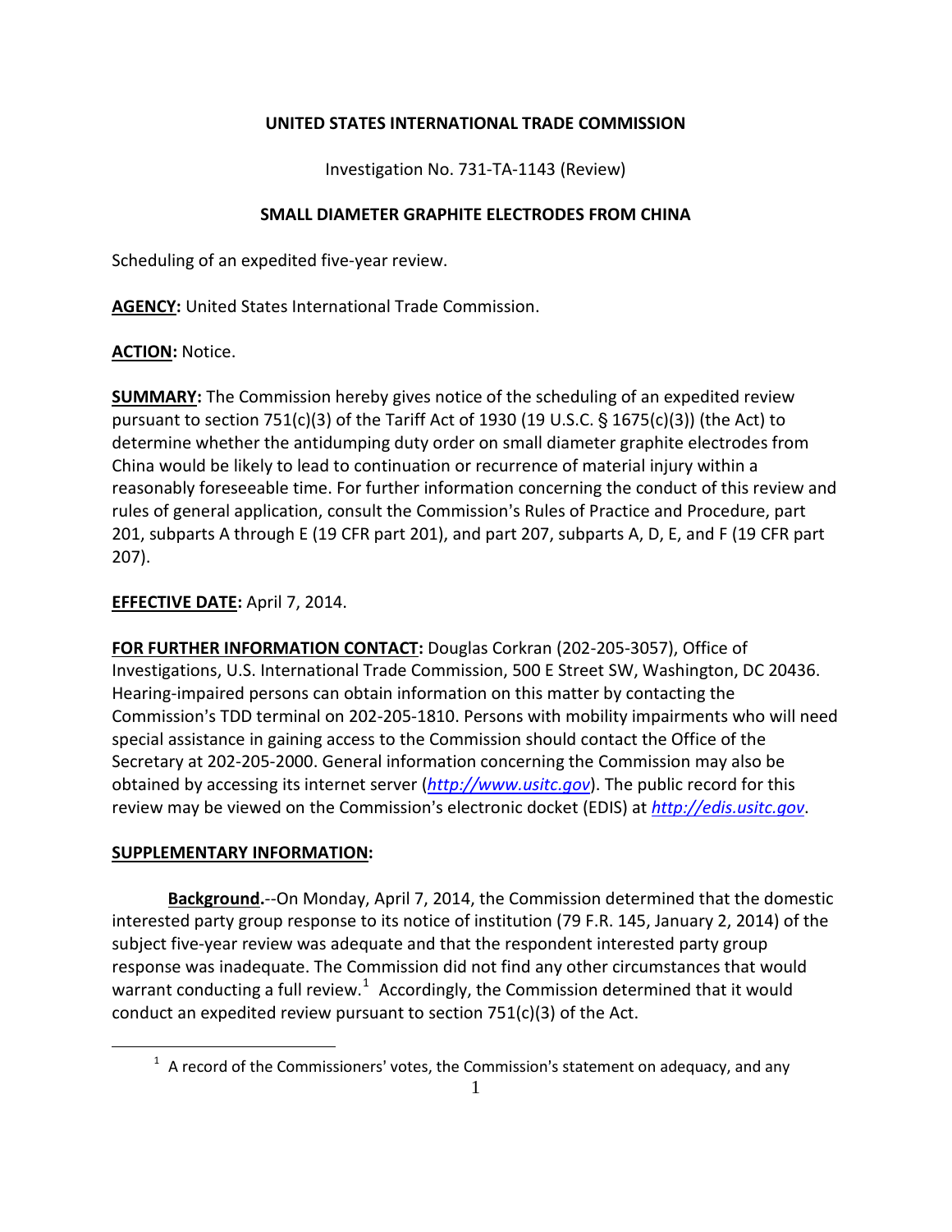**UNITED STATES INTERNATIONAL TRADE COMMISSION**

Investigation No. 731-TA-1143 (Review)

**SMALL DIAMETER GRAPHITE ELECTRODES FROM CHINA**

Scheduling of an expedited five-year review.

**AGENCY:** United States International Trade Commission.

**ACTION:** Notice.

**SUMMARY:** The Commission hereby gives notice of the scheduling of an expedited review pursuant to section 751(c)(3) of the Tariff Act of 1930 (19 U.S.C. § 1675(c)(3)) (the Act) to determine whether the antidumping duty order on small diameter graphite electrodes from China would be likely to lead to continuation or recurrence of material injury within a reasonably foreseeable time. For further information concerning the conduct of this review and rules of general application, consult the Commission's Rules of Practice and Procedure, part 201, subparts A through E (19 CFR part 201), and part 207, subparts A, D, E, and F (19 CFR part 207).

**EFFECTIVE DATE:** April 7, 2014.

**FOR FURTHER INFORMATION CONTACT:** Douglas Corkran (202-205-3057), Office of Investigations, U.S. International Trade Commission, 500 E Street SW, Washington, DC 20436. Hearing-impaired persons can obtain information on this matter by contacting the Commission's TDD terminal on 202-205-1810. Persons with mobility impairments who will need special assistance in gaining access to the Commission should contact the Office of the Secretary at 202-205-2000. General information concerning the Commission may also be obtained by accessing its internet server (*http://www.usitc.gov*). The public record for this review may be viewed on the Commission's electronic docket (EDIS) at *http://edis.usitc.gov*.

**SUPPLEMENTARY INFORMATION:**

**Background.**--On Monday, April 7, 2014, the Commission determined that the domestic interested party group response to its notice of institution (79 F.R. 145, January 2, 2014) of the subject five-year review was adequate and that the respondent interested party group response was inadequate. The Commission did not find any other circumstances that would warrant conducting a full review.[1] Accordingly, the Commission determined that it would conduct an expedited review pursuant to section 751(c)(3) of the Act.

[1] A record of the Commissioners' votes, the Commission's statement on adequacy, and any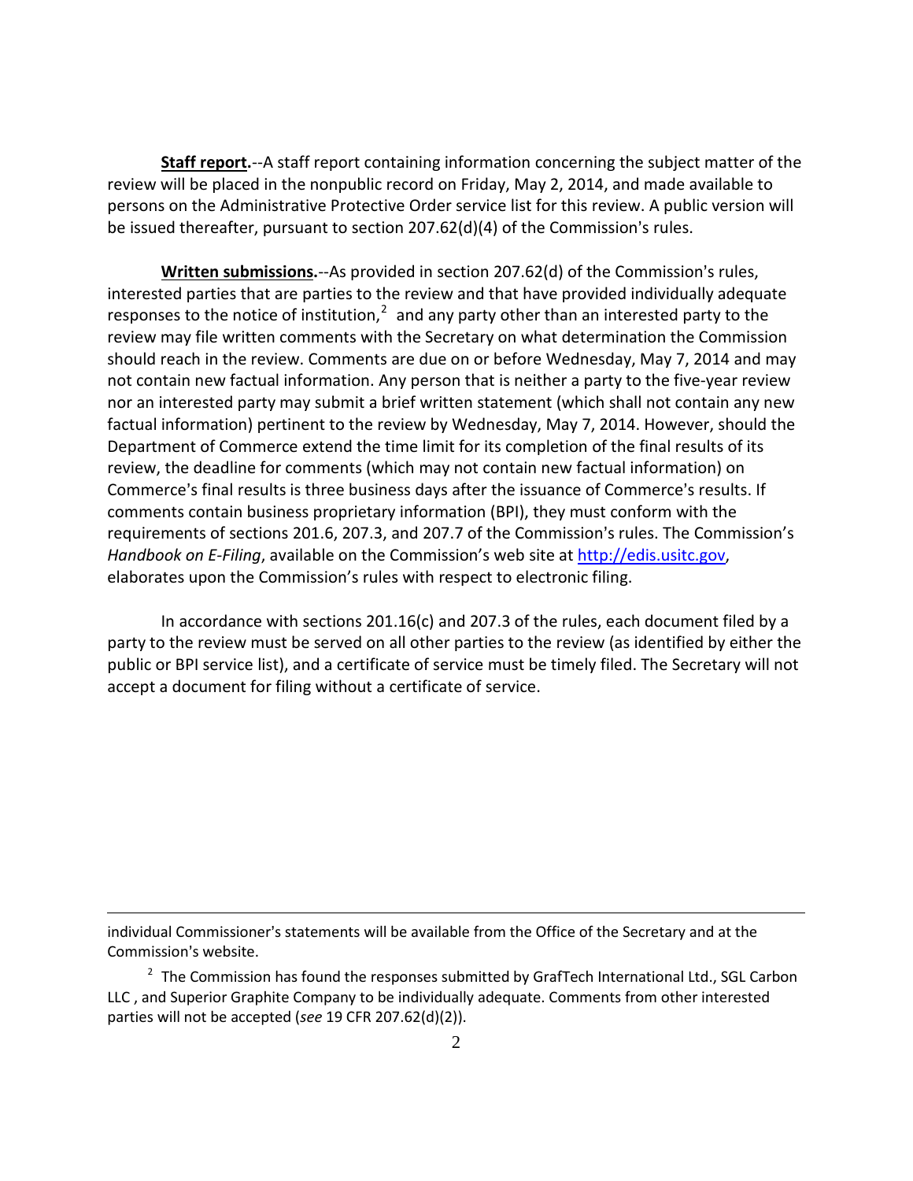**Staff report.**--A staff report containing information concerning the subject matter of the review will be placed in the nonpublic record on Friday, May 2, 2014, and made available to persons on the Administrative Protective Order service list for this review. A public version will be issued thereafter, pursuant to section 207.62(d)(4) of the Commission's rules.

**Written submissions.**--As provided in section 207.62(d) of the Commission's rules, interested parties that are parties to the review and that have provided individually adequate responses to the notice of institution,[2] and any party other than an interested party to the review may file written comments with the Secretary on what determination the Commission should reach in the review. Comments are due on or before Wednesday, May 7, 2014 and may not contain new factual information. Any person that is neither a party to the five-year review nor an interested party may submit a brief written statement (which shall not contain any new factual information) pertinent to the review by Wednesday, May 7, 2014. However, should the Department of Commerce extend the time limit for its completion of the final results of its review, the deadline for comments (which may not contain new factual information) on Commerce's final results is three business days after the issuance of Commerce's results. If comments contain business proprietary information (BPI), they must conform with the requirements of sections 201.6, 207.3, and 207.7 of the Commission's rules. The Commission's *Handbook on E-Filing*, available on the Commission's web site at http://edis.usitc.gov, elaborates upon the Commission's rules with respect to electronic filing.

In accordance with sections 201.16(c) and 207.3 of the rules, each document filed by a party to the review must be served on all other parties to the review (as identified by either the public or BPI service list), and a certificate of service must be timely filed. The Secretary will not accept a document for filing without a certificate of service.

---

individual Commissioner's statements will be available from the Office of the Secretary and at the Commission's website.

[2] The Commission has found the responses submitted by GrafTech International Ltd., SGL Carbon LLC , and Superior Graphite Company to be individually adequate. Comments from other interested parties will not be accepted (*see* 19 CFR 207.62(d)(2)).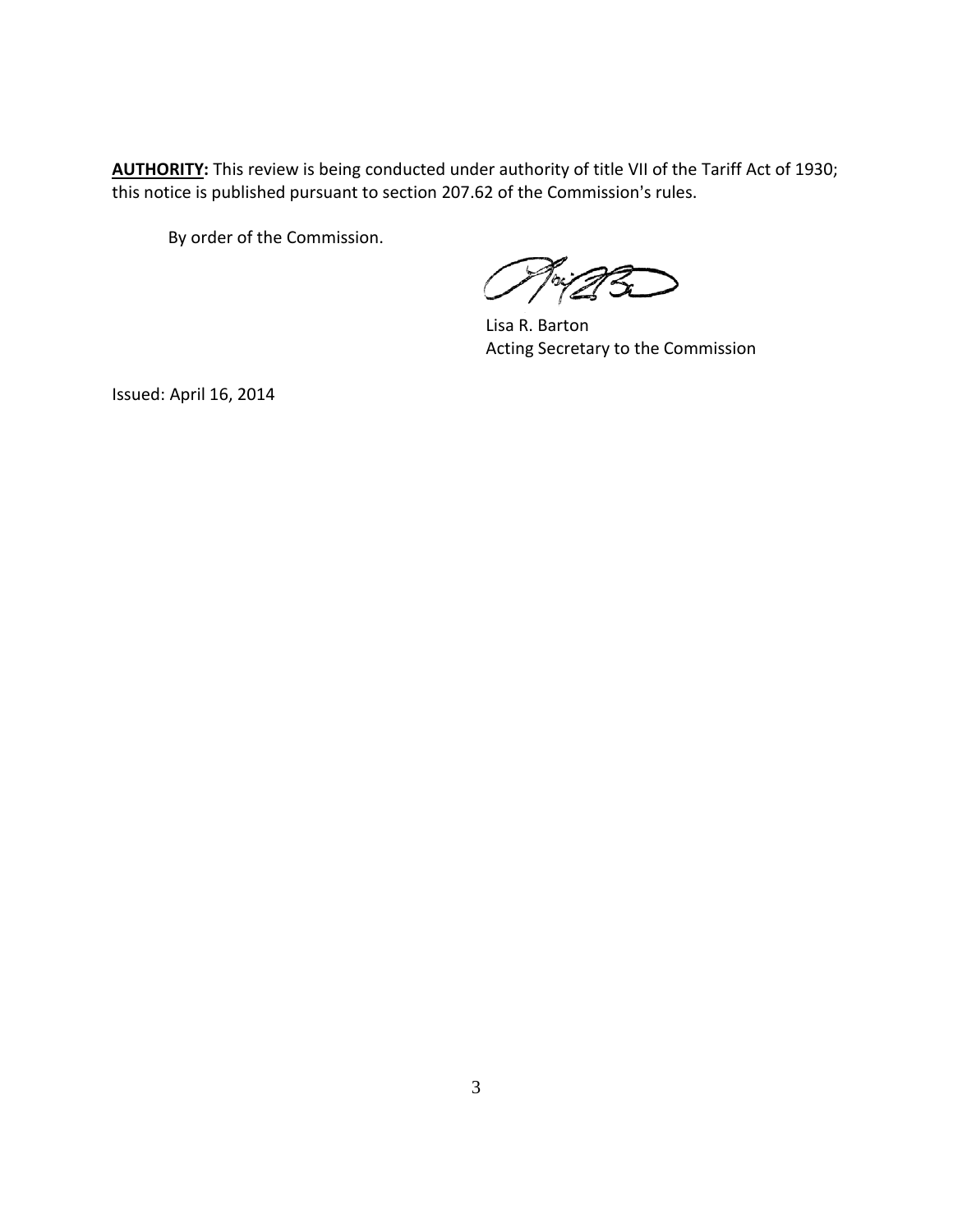**<u>AUTHORITY</u>:** This review is being conducted under authority of title VII of the Tariff Act of 1930; this notice is published pursuant to section 207.62 of the Commission's rules.

By order of the Commission.

Lisa R. Barton
Acting Secretary to the Commission

Issued: April 16, 2014